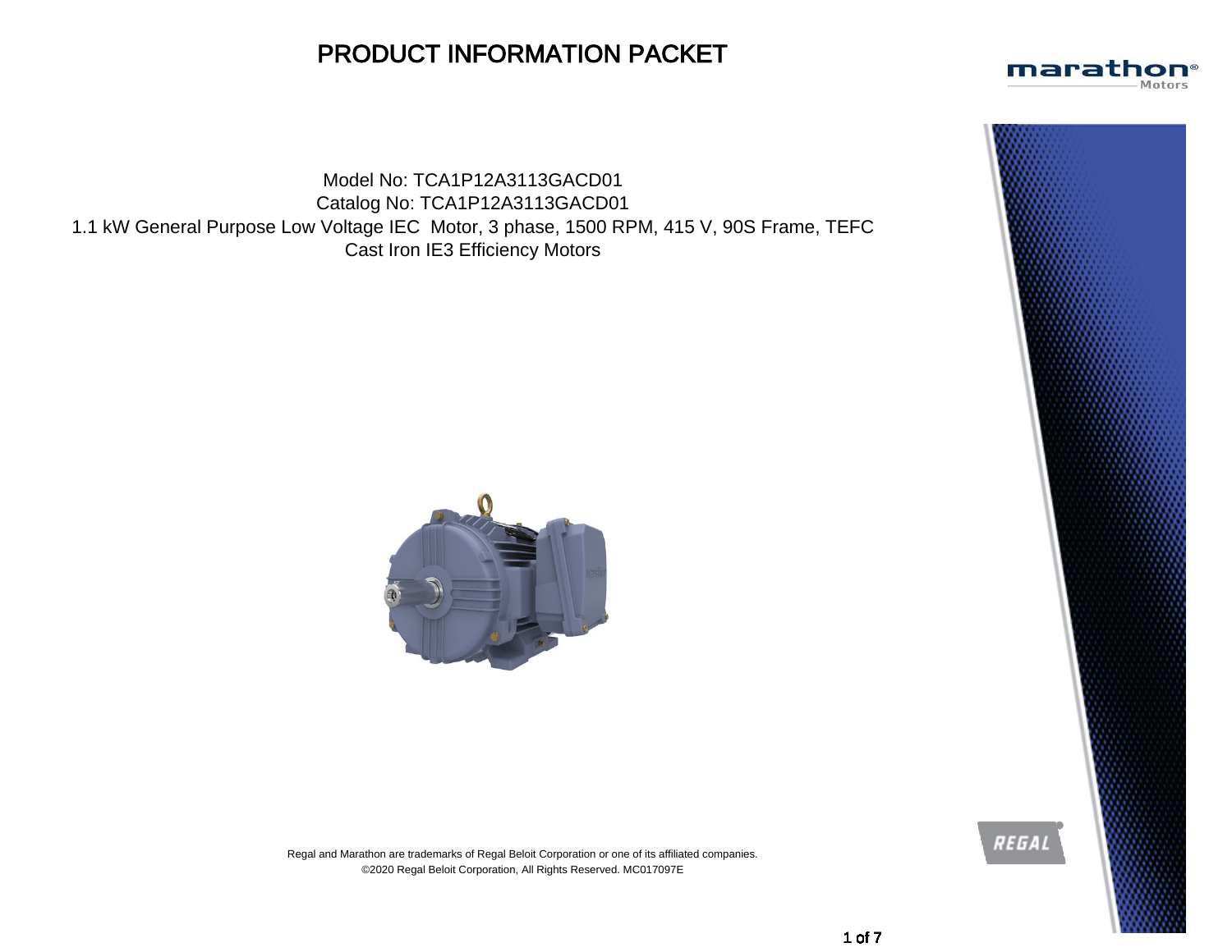# PRODUCT INFORMATION PACKET

marathon® Motors

Model No: TCA1P12A3113GACD01
Catalog No: TCA1P12A3113GACD01
1.1 kW General Purpose Low Voltage IEC Motor, 3 phase, 1500 RPM, 415 V, 90S Frame, TEFC
Cast Iron IE3 Efficiency Motors

Regal and Marathon are trademarks of Regal Beloit Corporation or one of its affiliated companies.
©2020 Regal Beloit Corporation, All Rights Reserved. MC017097E

REGAL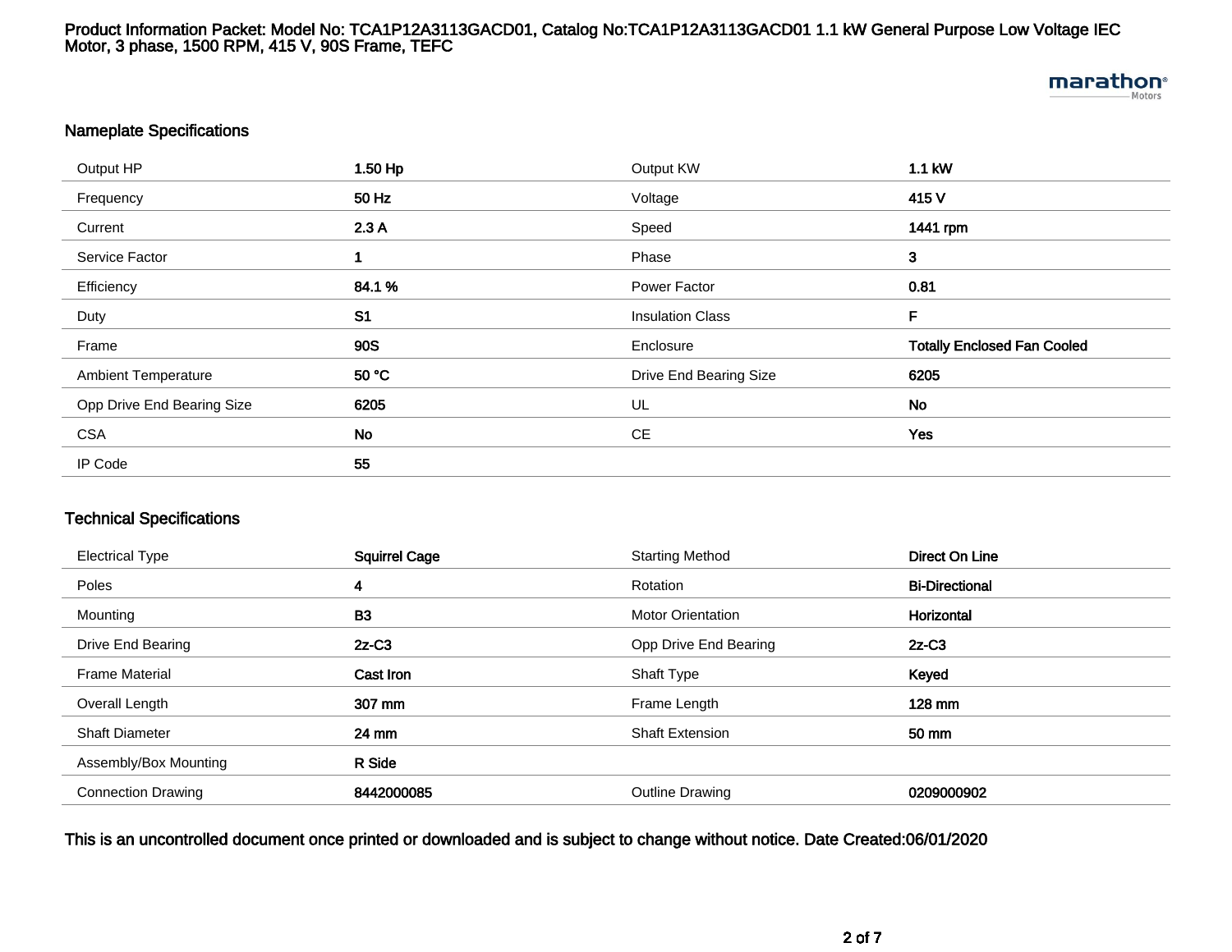Product Information Packet: Model No: TCA1P12A3113GACD01, Catalog No:TCA1P12A3113GACD01 1.1 kW General Purpose Low Voltage IEC Motor, 3 phase, 1500 RPM, 415 V, 90S Frame, TEFC

marathon Motors

## Nameplate Specifications

| | | | |
|---|---|---|---|
| Output HP | **1.50 Hp** | Output KW | **1.1 kW** |
| Frequency | **50 Hz** | Voltage | **415 V** |
| Current | **2.3 A** | Speed | **1441 rpm** |
| Service Factor | **1** | Phase | **3** |
| Efficiency | **84.1 %** | Power Factor | **0.81** |
| Duty | **S1** | Insulation Class | **F** |
| Frame | **90S** | Enclosure | **Totally Enclosed Fan Cooled** |
| Ambient Temperature | **50 °C** | Drive End Bearing Size | **6205** |
| Opp Drive End Bearing Size | **6205** | UL | **No** |
| CSA | **No** | CE | **Yes** |
| IP Code | **55** | | |

## Technical Specifications

| | | | |
|---|---|---|---|
| Electrical Type | **Squirrel Cage** | Starting Method | **Direct On Line** |
| Poles | **4** | Rotation | **Bi-Directional** |
| Mounting | **B3** | Motor Orientation | **Horizontal** |
| Drive End Bearing | **2z-C3** | Opp Drive End Bearing | **2z-C3** |
| Frame Material | **Cast Iron** | Shaft Type | **Keyed** |
| Overall Length | **307 mm** | Frame Length | **128 mm** |
| Shaft Diameter | **24 mm** | Shaft Extension | **50 mm** |
| Assembly/Box Mounting | **R Side** | | |
| Connection Drawing | **8442000085** | Outline Drawing | **0209000902** |

**This is an uncontrolled document once printed or downloaded and is subject to change without notice. Date Created:06/01/2020**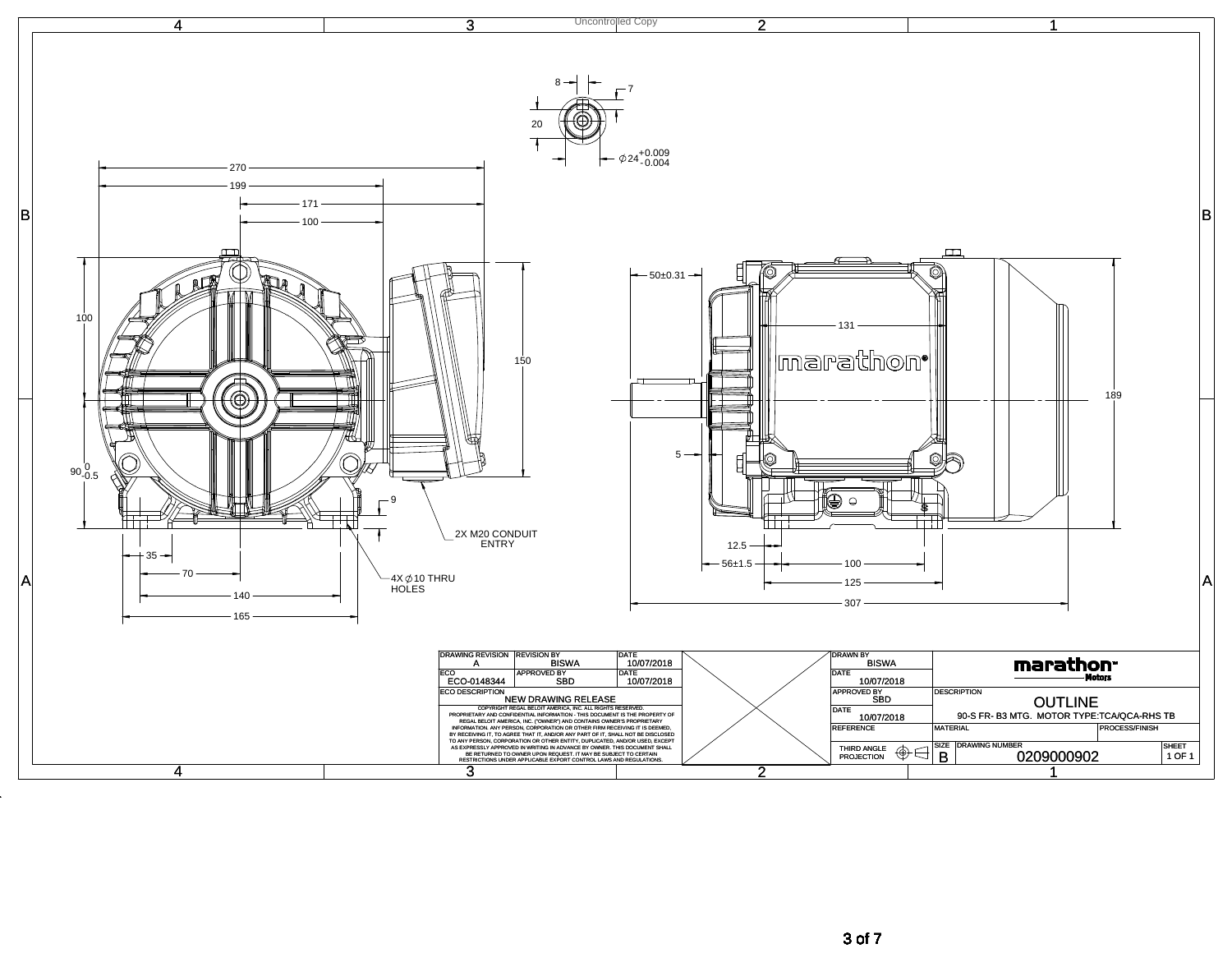Uncontrolled Copy

8 7 20 $\phi 24^{+0.009}_{-0.004}$

270
199
171
100

100

150

$90^{0}_{-0.5}$

9

35
70
140
165

2X M20 CONDUIT ENTRY

4X $\phi$10 THRU HOLES

50±0.31

131

marathon®

189

5

12.5
56±1.5
100
125
307

| DRAWING REVISION | REVISION BY | DATE |
|---|---|---|
| A | BISWA | 10/07/2018 |
| ECO | APPROVED BY | DATE |
| ECO-0148344 | SBD | 10/07/2018 |

ECO DESCRIPTION
NEW DRAWING RELEASE

COPYRIGHT REGAL BELOIT AMERICA, INC. ALL RIGHTS RESERVED. PROPRIETARY AND CONFIDENTIAL INFORMATION - THIS DOCUMENT IS THE PROPERTY OF REGAL BELOIT AMERICA, INC. ("OWNER") AND CONTAINS OWNER'S PROPRIETARY INFORMATION. ANY PERSON, CORPORATION OR OTHER FIRM RECEIVING IT IS DEEMED, BY RECEIVING IT, TO AGREE THAT IT, AND/OR ANY PART OF IT, SHALL NOT BE DISCLOSED TO ANY OTHER PERSON, CORPORATION OR OTHER ENTITY, DUPLICATED, AND/OR USED, EXCEPT AS EXPRESSLY APPROVED IN WRITING IN ADVANCE BY OWNER. THIS DOCUMENT SHALL BE RETURNED TO OWNER UPON REQUEST. IT MAY BE SUBJECT TO CERTAIN RESTRICTIONS UNDER APPLICABLE EXPORT CONTROL LAWS AND REGULATIONS.

DRAWN BY: BISWA
DATE: 10/07/2018
APPROVED BY: SBD
DATE: 10/07/2018
REFERENCE

THIRD ANGLE PROJECTION

marathon™ Motors

DESCRIPTION
OUTLINE
90-S FR- B3 MTG. MOTOR TYPE:TCA/QCA-RHS TB

MATERIAL
PROCESS/FINISH

SIZE: B
DRAWING NUMBER: 0209000902
SHEET: 1 OF 1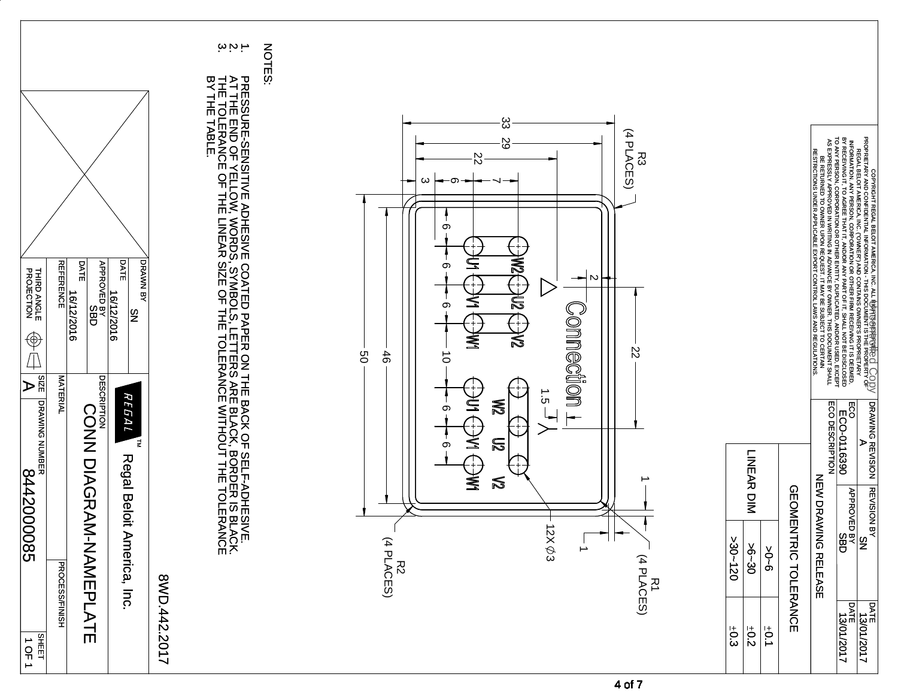NOTES:

1. PRESSURE-SENSITIVE ADHESIVE COATED PAPER ON THE BACK OF SELF-ADHESIVE.
2. AT THE END OF YELLOW, WORDS, SYMBOLS, LETTERS ARE BLACK, BORDER IS BLACK.
3. THE TOLERANCE OF THE LINEAR SIZE OF THE TOLERANCE WITHOUT THE TOLERANCE BY THE TABLE.

Connection

W2 U2 V2
U1 V1 W1

W2 U2 V2
U1 V1 W1

33
29
22
3
6
7
6
6
6
10
6
6
2
22
1.5
50
46
1
1
R3 (4 PLACES)
R2 (4 PLACES)
R1 (4 PLACES)
12X ⌀3

COPYRIGHT REGAL BELOIT AMERICA, INC. ALL RIGHTS RESERVED.
PROPRIETARY AND CONFIDENTIAL INFORMATION - THIS DOCUMENT IS THE PROPERTY OF REGAL BELOIT AMERICA, INC. ("OWNER") AND CONTAINS OWNER'S PROPRIETARY INFORMATION. ANY PERSON, CORPORATION OR OTHER FIRM RECEIVING IT IS DEEMED, BY RECEIVING IT, TO AGREE THAT IT, AND/OR ANY PART OF IT, SHALL NOT BE DISCLOSED TO ANY PERSON, CORPORATION OR OTHER ENTITY, DUPLICATED, AND/OR USED, EXCEPT AS EXPRESSLY APPROVED IN WRITING IN ADVANCE BY OWNER. THIS DOCUMENT SHALL BE RETURNED TO OWNER UPON REQUEST. IT MAY BE SUBJECT TO CERTAIN RESTRICTIONS UNDER APPLICABLE EXPORT CONTROL LAWS AND REGULATIONS.

Uncontrolled Copy

| DRAWING REVISION | REVISION BY | DATE |
|---|---|---|
| A | SN | 13/01/2017 |
| ECO | APPROVED BY | DATE |
| ECO-0116390 | SBD | 13/01/2017 |
| ECO DESCRIPTION | | |
| NEW DRAWING RELEASE | | |

GEOMENTRIC TOLERANCE

| | | |
|---|---|---|
| LINEAR DIM | >0~6 | ±0.1 |
| | >6~30 | ±0.2 |
| | >30~120 | ±0.3 |

8WD.442.2017

| | |
|---|---|
| DRAWN BY | SN |
| DATE | 16/12/2016 |
| APPROVED BY | SBD |
| DATE | 16/12/2016 |
| REFERENCE | |
| THIRD ANGLE PROJECTION | |

REGAL™ Regal Beloit America, Inc.

DESCRIPTION: CONN DIAGRAM-NAMEPLATE

MATERIAL:

PROCESS/FINISH:

SIZE: A

DRAWING NUMBER: 8442000085

SHEET: 1 OF 1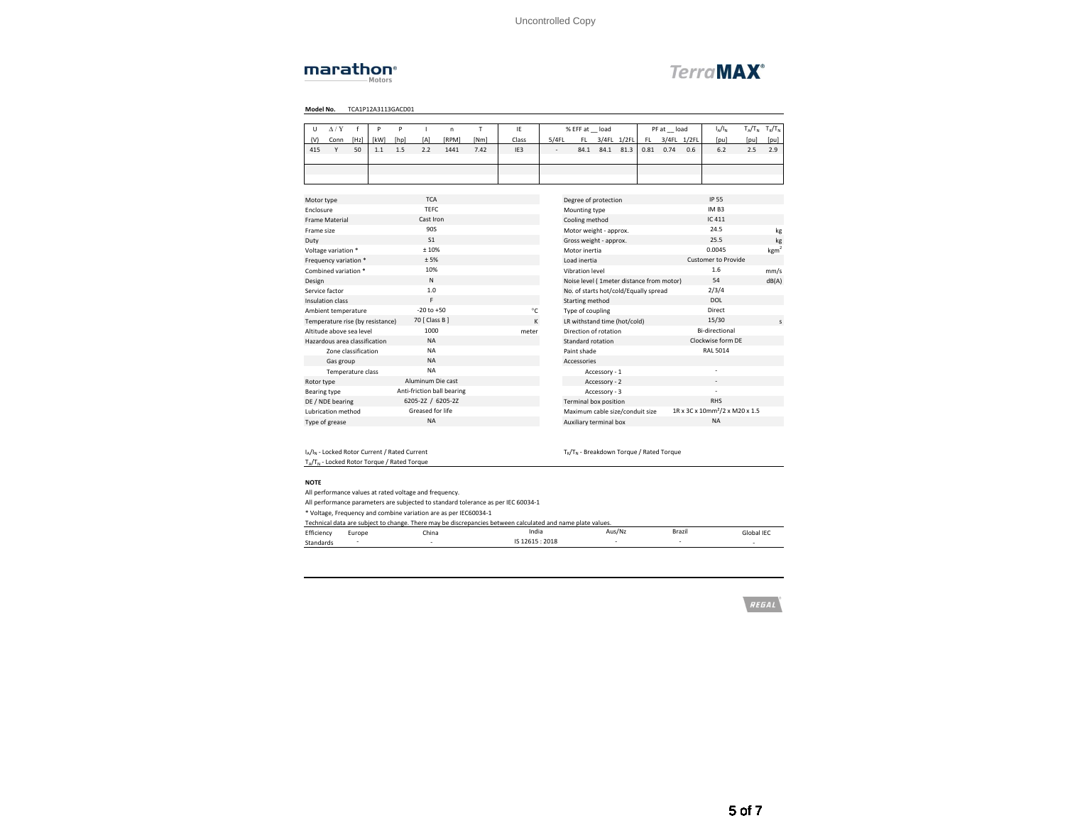Uncontrolled Copy

marathon® Motors

TerraMAX®

**Model No.** TCA1P12A3113GACD01

| U | Δ / Y | f | P | P | I | n | T | IE | % EFF at __ load | | | | PF at __ load | | | $I_A/I_N$ | $T_A/T_N$ | $T_K/T_N$ |
|---|---|---|---|---|---|---|---|---|---|---|---|---|---|---|---|---|---|---|
| (V) | Conn | [Hz] | [kW] | [hp] | [A] | [RPM] | [Nm] | Class | 5/4FL | FL | 3/4FL | 1/2FL | FL | 3/4FL | 1/2FL | [pu] | [pu] | [pu] |
| 415 | Y | 50 | 1.1 | 1.5 | 2.2 | 1441 | 7.42 | IE3 | - | 84.1 | 84.1 | 81.3 | 0.81 | 0.74 | 0.6 | 6.2 | 2.5 | 2.9 |

| | | | | | | |
|---|---|---|---|---|---|---|
| Motor type | TCA | | | Degree of protection | IP 55 | |
| Enclosure | TEFC | | | Mounting type | IM B3 | |
| Frame Material | Cast Iron | | | Cooling method | IC 411 | |
| Frame size | 90S | | | Motor weight - approx. | 24.5 | kg |
| Duty | S1 | | | Gross weight - approx. | 25.5 | kg |
| Voltage variation * | ± 10% | | | Motor inertia | 0.0045 | $kgm^2$ |
| Frequency variation * | ± 5% | | | Load inertia | Customer to Provide | |
| Combined variation * | 10% | | | Vibration level | 1.6 | mm/s |
| Design | N | | | Noise level ( 1meter distance from motor) | 54 | dB(A) |
| Service factor | 1.0 | | | No. of starts hot/cold/Equally spread | 2/3/4 | |
| Insulation class | F | | | Starting method | DOL | |
| Ambient temperature | -20 to +50 | °C | | Type of coupling | Direct | |
| Temperature rise (by resistance) | 70 [ Class B ] | K | | LR withstand time (hot/cold) | 15/30 | s |
| Altitude above sea level | 1000 | meter | | Direction of rotation | Bi-directional | |
| Hazardous area classification | NA | | | Standard rotation | Clockwise form DE | |
| Zone classification | NA | | | Paint shade | RAL 5014 | |
| Gas group | NA | | | Accessories | | |
| Temperature class | NA | | | Accessory - 1 | - | |
| Rotor type | Aluminum Die cast | | | Accessory - 2 | - | |
| Bearing type | Anti-friction ball bearing | | | Accessory - 3 | - | |
| DE / NDE bearing | 6205-2Z / 6205-2Z | | | Terminal box position | RHS | |
| Lubrication method | Greased for life | | | Maximum cable size/conduit size | 1R x 3C x 10mm²/2 x M20 x 1.5 | |
| Type of grease | NA | | | Auxiliary terminal box | NA | |

$I_A/I_N$ - Locked Rotor Current / Rated Current

$T_A/T_N$ - Locked Rotor Torque / Rated Torque

$T_K/T_N$ - Breakdown Torque / Rated Torque

**NOTE**

All performance values at rated voltage and frequency.

All performance parameters are subjected to standard tolerance as per IEC 60034-1

* Voltage, Frequency and combine variation are as per IEC60034-1

Technical data are subject to change. There may be discrepancies between calculated and name plate values.

| Efficiency Standards | Europe | China | India | Aus/Nz | Brazil | Global IEC |
|---|---|---|---|---|---|---|
| | - | - | IS 12615 : 2018 | - | - | - |

REGAL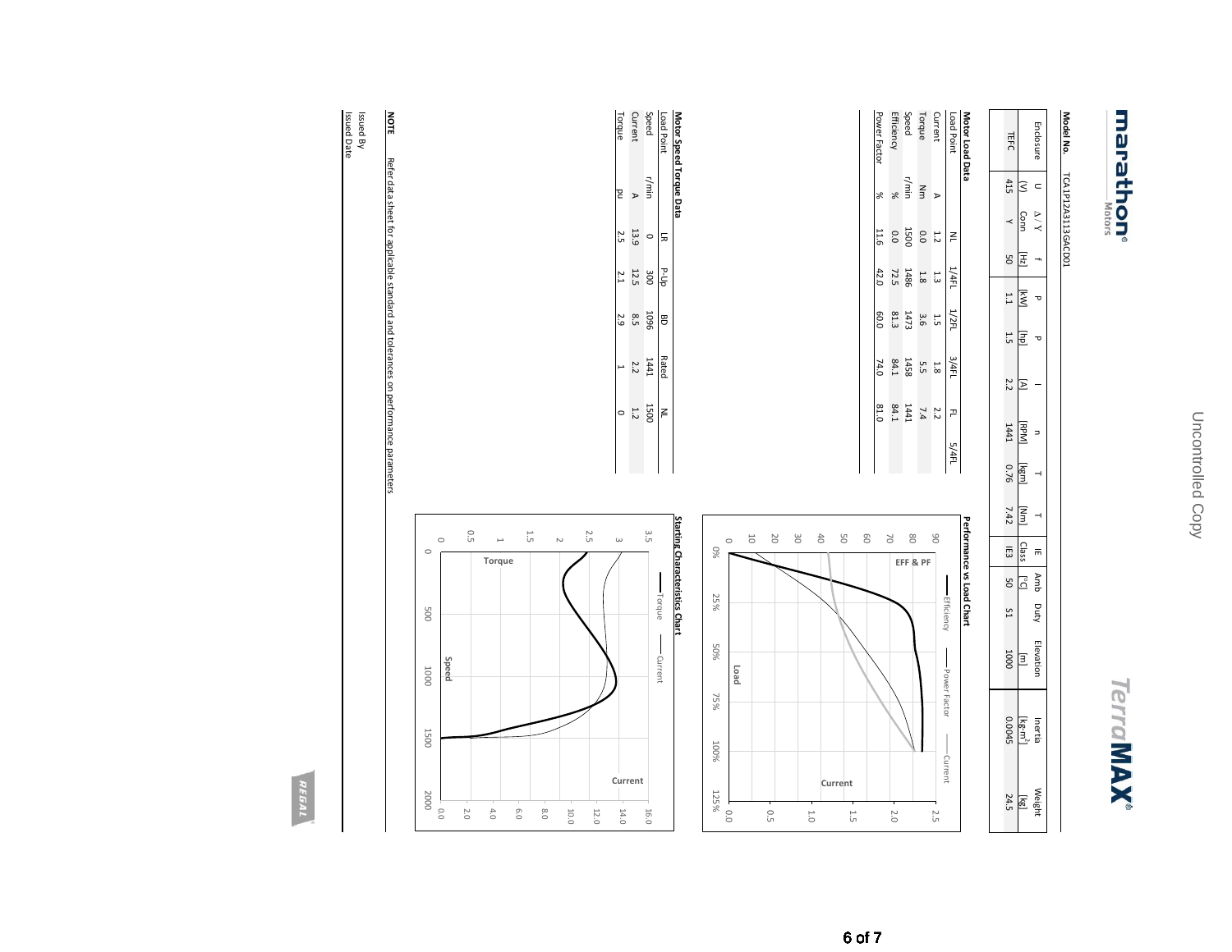Uncontrolled Copy

marathon Motors

TerraMAX

**Model No.** TCA1P12A3113GACD01

| Enclosure | U [V] | Δ / Y Conn | f [Hz] | P [kW] | P [hp] | I [A] | n [RPM] | T [kgm] | T [Nm] | IE Class | Amb [°C] | Duty | Elevation [m] | Inertia [kg-m²] | Weight [kg] |
|---|---|---|---|---|---|---|---|---|---|---|---|---|---|---|---|
| TEFC | 415 | Y | 50 | 1.1 | 1.5 | 2.2 | 1441 | 0.76 | 7.42 | IE3 | 50 | S1 | 1000 | 0.0045 | 24.5 |

**Motor Load Data**

| Load Point | | NL | 1/4FL | 1/2FL | 3/4FL | FL | 5/4FL |
|---|---|---|---|---|---|---|---|
| Current | A | 1.2 | 1.3 | 1.5 | 1.8 | 2.2 | |
| Torque | Nm | 0.0 | 1.8 | 3.6 | 5.5 | 7.4 | |
| Speed | r/min | 1500 | 1486 | 1473 | 1458 | 1441 | |
| Efficiency | % | 0.0 | 72.5 | 81.3 | 84.1 | 84.1 | |
| Power Factor | % | 11.6 | 42.0 | 60.0 | 74.0 | 81.0 | |

**Motor Speed Torque Data**

| Load Point | | LR | P.Up | BD | Rated | NL |
|---|---|---|---|---|---|---|
| Speed | r/min | 0 | 300 | 1096 | 1441 | 1500 |
| Current | A | 13.9 | 12.5 | 8.5 | 2.2 | 1.2 |
| Torque | pu | 2.5 | 2.1 | 2.9 | 1 | 0 |

**Performance vs Load Chart**

Efficiency — Power Factor — Current

EFF & PF

90 80 70 60 50 40 30 20 10 0

Current

2.5 2.0 1.5 1.0 0.5 0.0

0% 25% 50% 75% 100% 125%

Load

**Starting Characteristics Chart**

Torque — Current

Torque

3.5 3 2.5 2 1.5 1 0.5 0

Current

16.0 14.0 12.0 10.0 8.0 6.0 4.0 2.0 0.0

0 500 1000 1500 2000

Speed

**NOTE** Refer data sheet for applicable standard and tolerances on performance parameters

Issued By

Issued Date

REGAL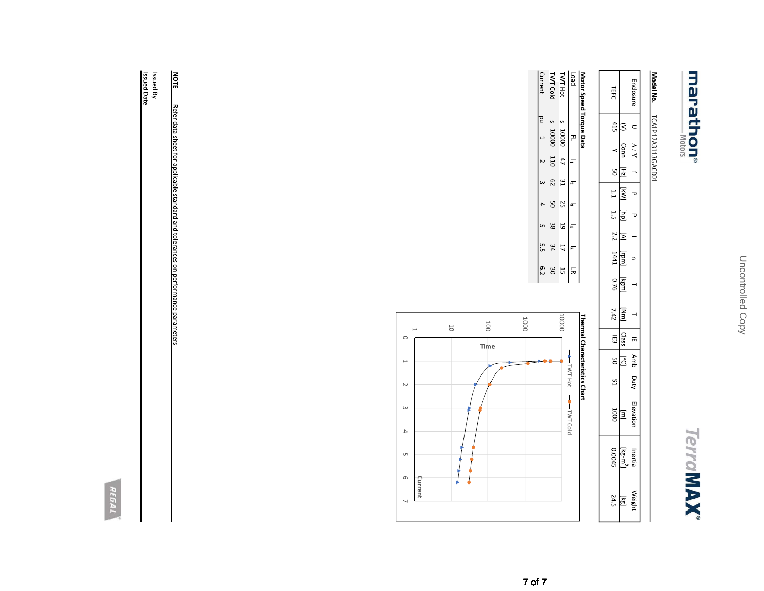Uncontrolled Copy

marathon® Motors

TerraMAX®

**Model No.** TCA1P12A3113GACD01

| Enclosure | U [V] | Δ / Y Conn | f [Hz] | P [kW] | P [hp] | I [A] | n [rpm] | T [kgm] | T [Nm] | IE Class | Amb [°C] | Duty | Elevation [m] | Inertia [kg-m²] | Weight [kg] |
|---|---|---|---|---|---|---|---|---|---|---|---|---|---|---|---|
| TEFC | 415 | Y | 50 | 1.1 | 1.5 | 2.2 | 1441 | 0.76 | 7.42 | IE3 | 50 | S1 | 1000 | 0.0045 | 24.5 |

**Motor Speed Torque Data**

| Load | | FL | $I_1$ | $I_2$ | $I_3$ | $I_4$ | $I_5$ | LR |
|---|---|---|---|---|---|---|---|---|
| TWT Hot | s | 10000 | 47 | 31 | 25 | 19 | 17 | 15 |
| TWT Cold | s | 10000 | 110 | 62 | 50 | 38 | 34 | 30 |
| Current | pu | 1 | 2 | 3 | 4 | 5 | 5.5 | 6.2 |

**Thermal Characteristics Chart**

TWT Hot
TWT Cold
Time
10000
1000
100
10
1
0
1
2
3
4
5
6
7
Current

**NOTE** Refer data sheet for applicable standard and tolerances on performance parameters

Issued By
Issued Date

REGAL®